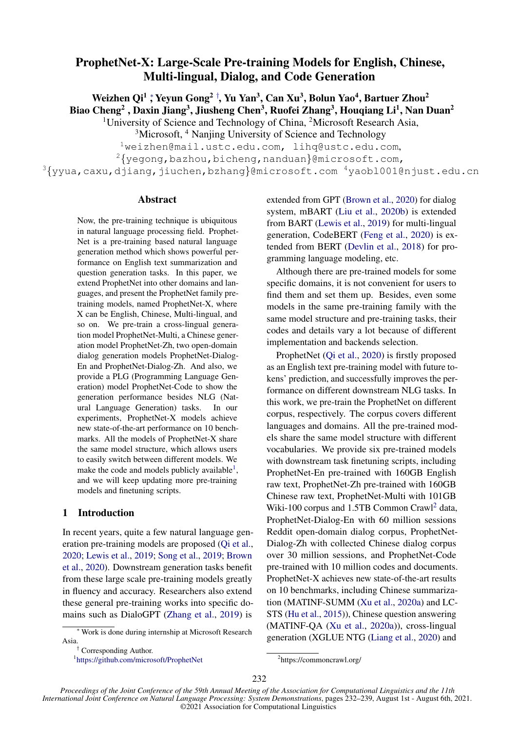# ProphetNet-X: Large-Scale Pre-training Models for English, Chinese, Multi-lingual, Dialog, and Code Generation

**Weizhen Qi[1] *, Yeyun Gong[2] †, Yu Yan[3], Can Xu[3], Bolun Yao[4], Bartuer Zhou[2]**
**Biao Cheng[2], Daxin Jiang[3], Jiusheng Chen[3], Ruofei Zhang[3], Houqiang Li[1], Nan Duan[2]**

[1]University of Science and Technology of China, [2]Microsoft Research Asia,
[3]Microsoft, [4] Nanjing University of Science and Technology

[1]weizhen@mail.ustc.edu.com, lihq@ustc.edu.com,
[2]{yegong,bazhou,bicheng,nanduan}@microsoft.com,
[3]{yyua,caxu,djiang,jiuchen,bzhang}@microsoft.com [4]yaobl001@njust.edu.cn

## Abstract

Now, the pre-training technique is ubiquitous in natural language processing field. ProphetNet is a pre-training based natural language generation method which shows powerful performance on English text summarization and question generation tasks. In this paper, we extend ProphetNet into other domains and languages, and present the ProphetNet family pre-training models, named ProphetNet-X, where X can be English, Chinese, Multi-lingual, and so on. We pre-train a cross-lingual generation model ProphetNet-Multi, a Chinese generation model ProphetNet-Zh, two open-domain dialog generation models ProphetNet-Dialog-En and ProphetNet-Dialog-Zh. And also, we provide a PLG (Programming Language Generation) model ProphetNet-Code to show the generation performance besides NLG (Natural Language Generation) tasks. In our experiments, ProphetNet-X models achieve new state-of-the-art performance on 10 benchmarks. All the models of ProphetNet-X share the same model structure, which allows users to easily switch between different models. We make the code and models publicly available[1], and we will keep updating more pre-training models and finetuning scripts.

## 1 Introduction

In recent years, quite a few natural language generation pre-training models are proposed (Qi et al., 2020; Lewis et al., 2019; Song et al., 2019; Brown et al., 2020). Downstream generation tasks benefit from these large scale pre-training models greatly in fluency and accuracy. Researchers also extend these general pre-training works into specific domains such as DialoGPT (Zhang et al., 2019) is extended from GPT (Brown et al., 2020) for dialog system, mBART (Liu et al., 2020b) is extended from BART (Lewis et al., 2019) for multi-lingual generation, CodeBERT (Feng et al., 2020) is extended from BERT (Devlin et al., 2018) for programming language modeling, etc.

Although there are pre-trained models for some specific domains, it is not convenient for users to find them and set them up. Besides, even some models in the same pre-training family with the same model structure and pre-training tasks, their codes and details vary a lot because of different implementation and backends selection.

ProphetNet (Qi et al., 2020) is firstly proposed as an English text pre-training model with future tokens' prediction, and successfully improves the performance on different downstream NLG tasks. In this work, we pre-train the ProphetNet on different corpus, respectively. The corpus covers different languages and domains. All the pre-trained models share the same model structure with different vocabularies. We provide six pre-trained models with downstream task finetuning scripts, including ProphetNet-En pre-trained with 160GB English raw text, ProphetNet-Zh pre-trained with 160GB Chinese raw text, ProphetNet-Multi with 101GB Wiki-100 corpus and 1.5TB Common Crawl[2] data, ProphetNet-Dialog-En with 60 million sessions Reddit open-domain dialog corpus, ProphetNet-Dialog-Zh with collected Chinese dialog corpus over 30 million sessions, and ProphetNet-Code pre-trained with 10 million codes and documents. ProphetNet-X achieves new state-of-the-art results on 10 benchmarks, including Chinese summarization (MATINF-SUMM (Xu et al., 2020a) and LCSTS (Hu et al., 2015)), Chinese question answering (MATINF-QA (Xu et al., 2020a)), cross-lingual generation (XGLUE NTG (Liang et al., 2020) and

---

* Work is done during internship at Microsoft Research Asia.

† Corresponding Author.

[1]https://github.com/microsoft/ProphetNet

[2]https://commoncrawl.org/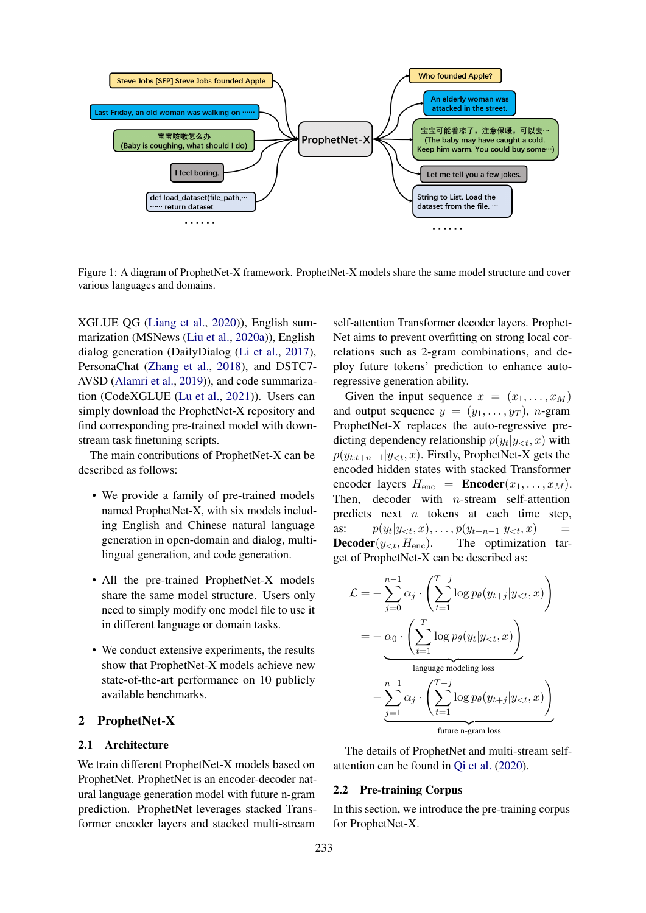Figure 1: A diagram of ProphetNet-X framework. ProphetNet-X models share the same model structure and cover various languages and domains.

XGLUE QG (Liang et al., 2020)), English summarization (MSNews (Liu et al., 2020a)), English dialog generation (DailyDialog (Li et al., 2017), PersonaChat (Zhang et al., 2018), and DSTC7-AVSD (Alamri et al., 2019)), and code summarization (CodeXGLUE (Lu et al., 2021)). Users can simply download the ProphetNet-X repository and find corresponding pre-trained model with downstream task finetuning scripts.

The main contributions of ProphetNet-X can be described as follows:

- We provide a family of pre-trained models named ProphetNet-X, with six models including English and Chinese natural language generation in open-domain and dialog, multilingual generation, and code generation.
- All the pre-trained ProphetNet-X models share the same model structure. Users only need to simply modify one model file to use it in different language or domain tasks.
- We conduct extensive experiments, the results show that ProphetNet-X models achieve new state-of-the-art performance on 10 publicly available benchmarks.

## 2 ProphetNet-X

### 2.1 Architecture

We train different ProphetNet-X models based on ProphetNet. ProphetNet is an encoder-decoder natural language generation model with future n-gram prediction. ProphetNet leverages stacked Transformer encoder layers and stacked multi-stream self-attention Transformer decoder layers. ProphetNet aims to prevent overfitting on strong local correlations such as 2-gram combinations, and deploy future tokens' prediction to enhance auto-regressive generation ability.

Given the input sequence $x = (x_1, \dots, x_M)$ and output sequence $y = (y_1, \dots, y_T)$, $n$-gram ProphetNet-X replaces the auto-regressive predicting dependency relationship $p(y_t|y_{<t}, x)$ with $p(y_{t:t+n-1}|y_{<t}, x)$. Firstly, ProphetNet-X gets the encoded hidden states with stacked Transformer encoder layers $H_{\text{enc}} = \textbf{Encoder}(x_1, \dots, x_M)$. Then, decoder with $n$-stream self-attention predicts next $n$ tokens at each time step, as: $p(y_t|y_{<t}, x), \dots, p(y_{t+n-1}|y_{<t}, x) = \textbf{Decoder}(y_{<t}, H_{\text{enc}})$. The optimization target of ProphetNet-X can be described as:

$$
\begin{aligned}
\mathcal{L} &= -\sum_{j=0}^{n-1} \alpha_j \cdot \left( \sum_{t=1}^{T-j} \log p_\theta(y_{t+j}|y_{<t}, x) \right) \\
&= \underbrace{-\alpha_0 \cdot \left( \sum_{t=1}^{T} \log p_\theta(y_t|y_{<t}, x) \right)}_{\text{language modeling loss}} \\
&\quad \underbrace{-\sum_{j=1}^{n-1} \alpha_j \cdot \left( \sum_{t=1}^{T-j} \log p_\theta(y_{t+j}|y_{<t}, x) \right)}_{\text{future n-gram loss}}
\end{aligned}
$$

The details of ProphetNet and multi-stream self-attention can be found in Qi et al. (2020).

### 2.2 Pre-training Corpus

In this section, we introduce the pre-training corpus for ProphetNet-X.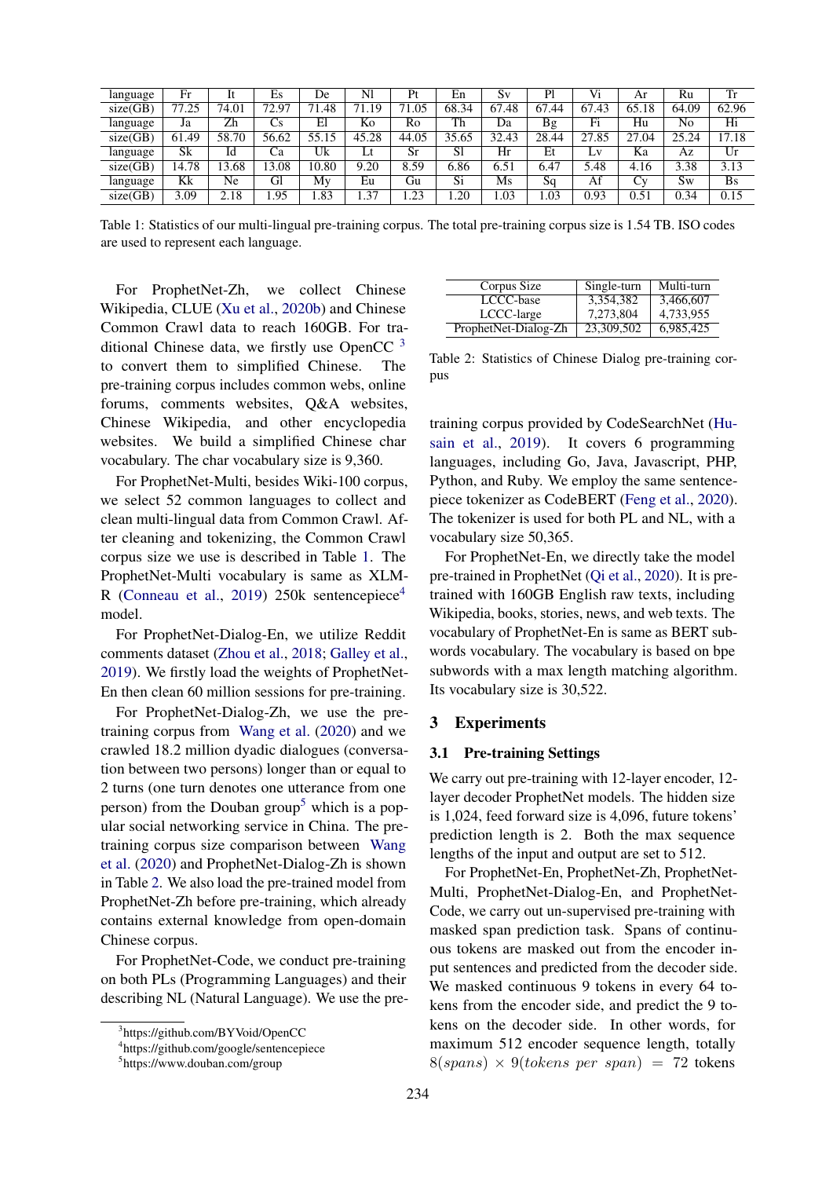| language | Fr | It | Es | De | Nl | Pt | En | Sv | Pl | Vi | Ar | Ru | Tr |
|---|---|---|---|---|---|---|---|---|---|---|---|---|---|
| size(GB) | 77.25 | 74.01 | 72.97 | 71.48 | 71.19 | 71.05 | 68.34 | 67.48 | 67.44 | 67.43 | 65.18 | 64.09 | 62.96 |
| language | Ja | Zh | Cs | El | Ko | Ro | Th | Da | Bg | Fi | Hu | No | Hi |
| size(GB) | 61.49 | 58.70 | 56.62 | 55.15 | 45.28 | 44.05 | 35.65 | 32.43 | 28.44 | 27.85 | 27.04 | 25.24 | 17.18 |
| language | Sk | Id | Ca | Uk | Lt | Sr | Sl | Hr | Et | Lv | Ka | Az | Ur |
| size(GB) | 14.78 | 13.68 | 13.08 | 10.80 | 9.20 | 8.59 | 6.86 | 6.51 | 6.47 | 5.48 | 4.16 | 3.38 | 3.13 |
| language | Kk | Ne | Gl | My | Eu | Gu | Si | Ms | Sq | Af | Cy | Sw | Bs |
| size(GB) | 3.09 | 2.18 | 1.95 | 1.83 | 1.37 | 1.23 | 1.20 | 1.03 | 1.03 | 0.93 | 0.51 | 0.34 | 0.15 |

Table 1: Statistics of our multi-lingual pre-training corpus. The total pre-training corpus size is 1.54 TB. ISO codes are used to represent each language.

For ProphetNet-Zh, we collect Chinese Wikipedia, CLUE (Xu et al., 2020b) and Chinese Common Crawl data to reach 160GB. For traditional Chinese data, we firstly use OpenCC [3] to convert them to simplified Chinese. The pre-training corpus includes common webs, online forums, comments websites, Q&A websites, Chinese Wikipedia, and other encyclopedia websites. We build a simplified Chinese char vocabulary. The char vocabulary size is 9,360.

For ProphetNet-Multi, besides Wiki-100 corpus, we select 52 common languages to collect and clean multi-lingual data from Common Crawl. After cleaning and tokenizing, the Common Crawl corpus size we use is described in Table 1. The ProphetNet-Multi vocabulary is same as XLM-R (Conneau et al., 2019) 250k sentencepiece[4] model.

For ProphetNet-Dialog-En, we utilize Reddit comments dataset (Zhou et al., 2018; Galley et al., 2019). We firstly load the weights of ProphetNet-En then clean 60 million sessions for pre-training.

For ProphetNet-Dialog-Zh, we use the pre-training corpus from Wang et al. (2020) and we crawled 18.2 million dyadic dialogues (conversation between two persons) longer than or equal to 2 turns (one turn denotes one utterance from one person) from the Douban group[5] which is a popular social networking service in China. The pre-training corpus size comparison between Wang et al. (2020) and ProphetNet-Dialog-Zh is shown in Table 2. We also load the pre-trained model from ProphetNet-Zh before pre-training, which already contains external knowledge from open-domain Chinese corpus.

For ProphetNet-Code, we conduct pre-training on both PLs (Programming Languages) and their describing NL (Natural Language). We use the pre-training corpus provided by CodeSearchNet (Husain et al., 2019). It covers 6 programming languages, including Go, Java, Javascript, PHP, Python, and Ruby. We employ the same sentence-piece tokenizer as CodeBERT (Feng et al., 2020). The tokenizer is used for both PL and NL, with a vocabulary size 50,365.

| Corpus Size | Single-turn | Multi-turn |
|---|---|---|
| LCCC-base | 3,354,382 | 3,466,607 |
| LCCC-large | 7,273,804 | 4,733,955 |
| ProphetNet-Dialog-Zh | 23,309,502 | 6,985,425 |

Table 2: Statistics of Chinese Dialog pre-training corpus

For ProphetNet-En, we directly take the model pre-trained in ProphetNet (Qi et al., 2020). It is pre-trained with 160GB English raw texts, including Wikipedia, books, stories, news, and web texts. The vocabulary of ProphetNet-En is same as BERT sub-words vocabulary. The vocabulary is based on bpe subwords with a max length matching algorithm. Its vocabulary size is 30,522.

## 3 Experiments

### 3.1 Pre-training Settings

We carry out pre-training with 12-layer encoder, 12-layer decoder ProphetNet models. The hidden size is 1,024, feed forward size is 4,096, future tokens' prediction length is 2. Both the max sequence lengths of the input and output are set to 512.

For ProphetNet-En, ProphetNet-Zh, ProphetNet-Multi, ProphetNet-Dialog-En, and ProphetNet-Code, we carry out un-supervised pre-training with masked span prediction task. Spans of continuous tokens are masked out from the encoder input sentences and predicted from the decoder side. We masked continuous 9 tokens in every 64 tokens from the encoder side, and predict the 9 tokens on the decoder side. In other words, for maximum 512 encoder sequence length, totally $8(spans) \times 9(tokens\ per\ span) = 72$ tokens

[3] https://github.com/BYVoid/OpenCC

[4] https://github.com/google/sentencepiece

[5] https://www.douban.com/group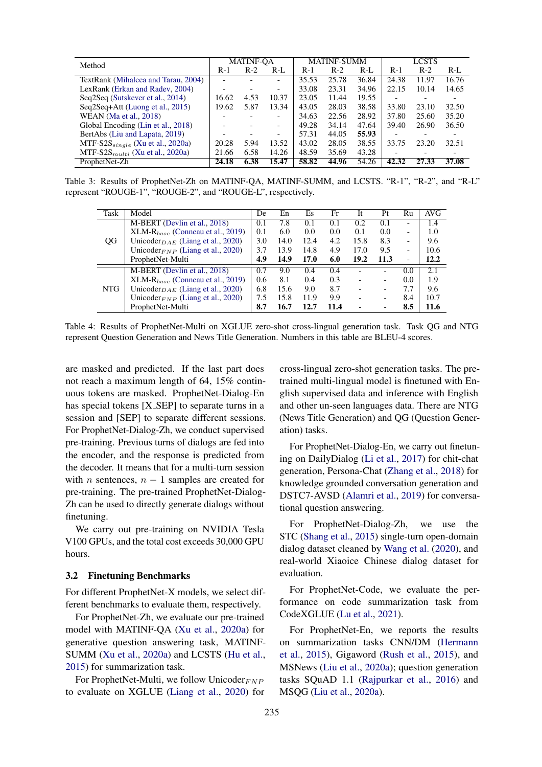| Method | MATINF-QA | | | MATINF-SUMM | | | LCSTS | | |
|---|---|---|---|---|---|---|---|---|---|
| | R-1 | R-2 | R-L | R-1 | R-2 | R-L | R-1 | R-2 | R-L |
| TextRank (Mihalcea and Tarau, 2004) | - | - | - | 35.53 | 25.78 | 36.84 | 24.38 | 11.97 | 16.76 |
| LexRank (Erkan and Radev, 2004) | - | - | - | 33.08 | 23.31 | 34.96 | 22.15 | 10.14 | 14.65 |
| Seq2Seq (Sutskever et al., 2014) | 16.62 | 4.53 | 10.37 | 23.05 | 11.44 | 19.55 | - | - | - |
| Seq2Seq+Att (Luong et al., 2015) | 19.62 | 5.87 | 13.34 | 43.05 | 28.03 | 38.58 | 33.80 | 23.10 | 32.50 |
| WEAN (Ma et al., 2018) | - | - | - | 34.63 | 22.56 | 28.92 | 37.80 | 25.60 | 35.20 |
| Global Encoding (Lin et al., 2018) | - | - | - | 49.28 | 34.14 | 47.64 | 39.40 | 26.90 | 36.50 |
| BertAbs (Liu and Lapata, 2019) | - | - | - | 57.31 | 44.05 | **55.93** | - | - | - |
| MTF-S2S$_{single}$ (Xu et al., 2020a) | 20.28 | 5.94 | 13.52 | 43.02 | 28.05 | 38.55 | 33.75 | 23.20 | 32.51 |
| MTF-S2S$_{multi}$ (Xu et al., 2020a) | 21.66 | 6.58 | 14.26 | 48.59 | 35.69 | 43.28 | - | - | - |
| ProphetNet-Zh | **24.18** | **6.38** | **15.47** | **58.82** | **44.96** | 54.26 | **42.32** | **27.33** | **37.08** |

Table 3: Results of ProphetNet-Zh on MATINF-QA, MATINF-SUMM, and LCSTS. "R-1", "R-2", and "R-L" represent "ROUGE-1", "ROUGE-2", and "ROUGE-L", respectively.

| Task | Model | De | En | Es | Fr | It | Pt | Ru | AVG |
|---|---|---|---|---|---|---|---|---|---|
| QG | M-BERT (Devlin et al., 2018) | 0.1 | 7.8 | 0.1 | 0.1 | 0.2 | 0.1 | - | 1.4 |
| | XLM-R$_{base}$ (Conneau et al., 2019) | 0.1 | 6.0 | 0.0 | 0.0 | 0.1 | 0.0 | - | 1.0 |
| | Unicoder$_{DAE}$ (Liang et al., 2020) | 3.0 | 14.0 | 12.4 | 4.2 | 15.8 | 8.3 | - | 9.6 |
| | Unicoder$_{FNP}$ (Liang et al., 2020) | 3.7 | 13.9 | 14.8 | 4.9 | 17.0 | 9.5 | - | 10.6 |
| | ProphetNet-Multi | **4.9** | **14.9** | **17.0** | **6.0** | **19.2** | **11.3** | - | **12.2** |
| NTG | M-BERT (Devlin et al., 2018) | 0.7 | 9.0 | 0.4 | 0.4 | - | - | 0.0 | 2.1 |
| | XLM-R$_{base}$ (Conneau et al., 2019) | 0.6 | 8.1 | 0.4 | 0.3 | - | - | 0.0 | 1.9 |
| | Unicoder$_{DAE}$ (Liang et al., 2020) | 6.8 | 15.6 | 9.0 | 8.7 | - | - | 7.7 | 9.6 |
| | Unicoder$_{FNP}$ (Liang et al., 2020) | 7.5 | 15.8 | 11.9 | 9.9 | - | - | 8.4 | 10.7 |
| | ProphetNet-Multi | **8.7** | **16.7** | **12.7** | **11.4** | - | - | **8.5** | **11.6** |

Table 4: Results of ProphetNet-Multi on XGLUE zero-shot cross-lingual generation task. Task QG and NTG represent Question Generation and News Title Generation. Numbers in this table are BLEU-4 scores.

are masked and predicted. If the last part does not reach a maximum length of 64, 15% continuous tokens are masked. ProphetNet-Dialog-En has special tokens [X_SEP] to separate turns in a session and [SEP] to separate different sessions. For ProphetNet-Dialog-Zh, we conduct supervised pre-training. Previous turns of dialogs are fed into the encoder, and the response is predicted from the decoder. It means that for a multi-turn session with $n$ sentences, $n-1$ samples are created for pre-training. The pre-trained ProphetNet-Dialog-Zh can be used to directly generate dialogs without finetuning.

We carry out pre-training on NVIDIA Tesla V100 GPUs, and the total cost exceeds 30,000 GPU hours.

## 3.2 Finetuning Benchmarks

For different ProphetNet-X models, we select different benchmarks to evaluate them, respectively.

For ProphetNet-Zh, we evaluate our pre-trained model with MATINF-QA (Xu et al., 2020a) for generative question answering task, MATINF-SUMM (Xu et al., 2020a) and LCSTS (Hu et al., 2015) for summarization task.

For ProphetNet-Multi, we follow Unicoder$_{FNP}$ to evaluate on XGLUE (Liang et al., 2020) for cross-lingual zero-shot generation tasks. The pre-trained multi-lingual model is finetuned with English supervised data and inference with English and other un-seen languages data. There are NTG (News Title Generation) and QG (Question Generation) tasks.

For ProphetNet-Dialog-En, we carry out finetuning on DailyDialog (Li et al., 2017) for chit-chat generation, Persona-Chat (Zhang et al., 2018) for knowledge grounded conversation generation and DSTC7-AVSD (Alamri et al., 2019) for conversational question answering.

For ProphetNet-Dialog-Zh, we use the STC (Shang et al., 2015) single-turn open-domain dialog dataset cleaned by Wang et al. (2020), and real-world Xiaoice Chinese dialog dataset for evaluation.

For ProphetNet-Code, we evaluate the performance on code summarization task from CodeXGLUE (Lu et al., 2021).

For ProphetNet-En, we reports the results on summarization tasks CNN/DM (Hermann et al., 2015), Gigaword (Rush et al., 2015), and MSNews (Liu et al., 2020a); question generation tasks SQuAD 1.1 (Rajpurkar et al., 2016) and MSQG (Liu et al., 2020a).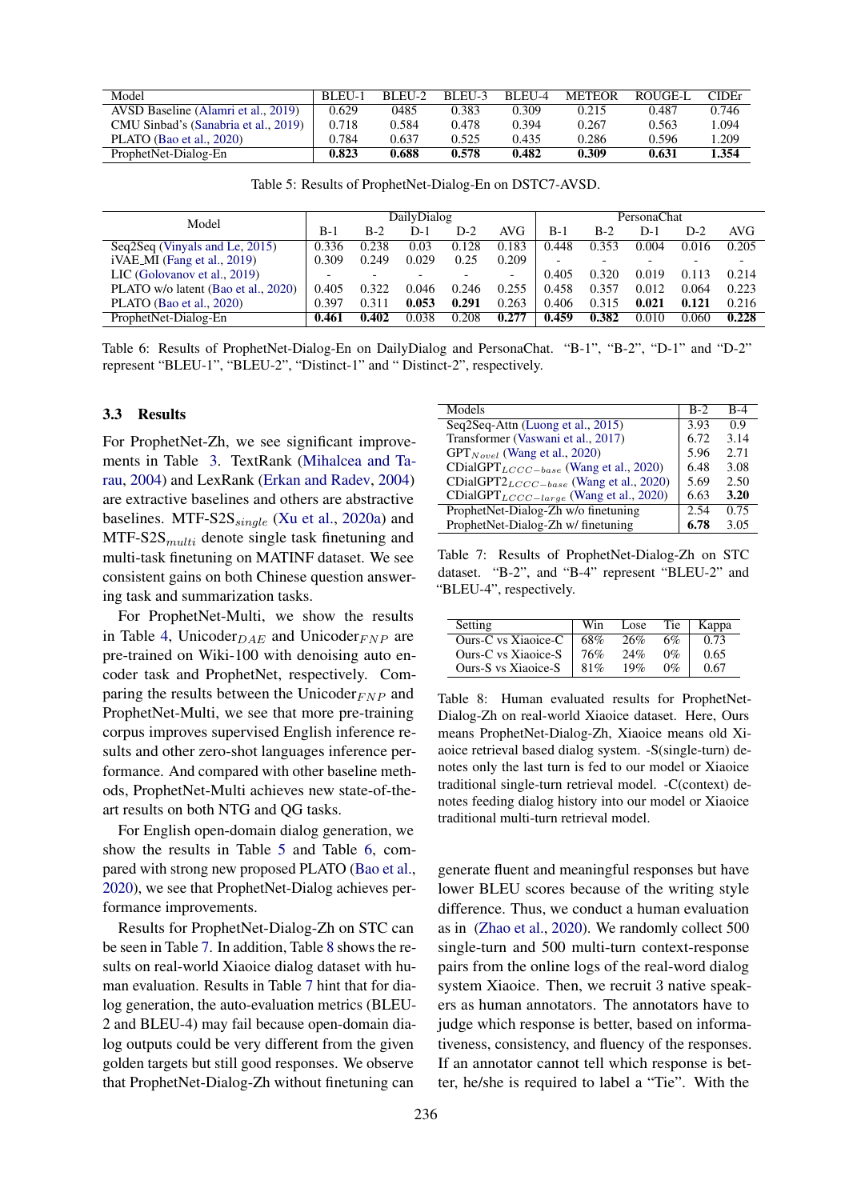| Model | BLEU-1 | BLEU-2 | BLEU-3 | BLEU-4 | METEOR | ROUGE-L | CIDEr |
|---|---|---|---|---|---|---|---|
| AVSD Baseline (Alamri et al., 2019) | 0.629 | 0485 | 0.383 | 0.309 | 0.215 | 0.487 | 0.746 |
| CMU Sinbad's (Sanabria et al., 2019) | 0.718 | 0.584 | 0.478 | 0.394 | 0.267 | 0.563 | 1.094 |
| PLATO (Bao et al., 2020) | 0.784 | 0.637 | 0.525 | 0.435 | 0.286 | 0.596 | 1.209 |
| ProphetNet-Dialog-En | **0.823** | **0.688** | **0.578** | **0.482** | **0.309** | **0.631** | **1.354** |

Table 5: Results of ProphetNet-Dialog-En on DSTC7-AVSD.

| Model | DailyDialog | | | | | PersonaChat | | | | |
|---|---|---|---|---|---|---|---|---|---|---|
| | B-1 | B-2 | D-1 | D-2 | AVG | B-1 | B-2 | D-1 | D-2 | AVG |
| Seq2Seq (Vinyals and Le, 2015) | 0.336 | 0.238 | 0.03 | 0.128 | 0.183 | 0.448 | 0.353 | 0.004 | 0.016 | 0.205 |
| iVAE_MI (Fang et al., 2019) | 0.309 | 0.249 | 0.029 | 0.25 | 0.209 | - | - | - | - | - |
| LIC (Golovanov et al., 2019) | - | - | - | - | - | 0.405 | 0.320 | 0.019 | 0.113 | 0.214 |
| PLATO w/o latent (Bao et al., 2020) | 0.405 | 0.322 | 0.046 | 0.246 | 0.255 | 0.458 | 0.357 | 0.012 | 0.064 | 0.223 |
| PLATO (Bao et al., 2020) | 0.397 | 0.311 | **0.053** | **0.291** | 0.263 | 0.406 | 0.315 | **0.021** | **0.121** | 0.216 |
| ProphetNet-Dialog-En | **0.461** | **0.402** | 0.038 | 0.208 | **0.277** | **0.459** | **0.382** | 0.010 | 0.060 | **0.228** |

Table 6: Results of ProphetNet-Dialog-En on DailyDialog and PersonaChat. "B-1", "B-2", "D-1" and "D-2" represent "BLEU-1", "BLEU-2", "Distinct-1" and " Distinct-2", respectively.

### 3.3 Results

For ProphetNet-Zh, we see significant improvements in Table 3. TextRank (Mihalcea and Tarau, 2004) and LexRank (Erkan and Radev, 2004) are extractive baselines and others are abstractive baselines. MTF-S2S$_{single}$ (Xu et al., 2020a) and MTF-S2S$_{multi}$ denote single task finetuning and multi-task finetuning on MATINF dataset. We see consistent gains on both Chinese question answering task and summarization tasks.

For ProphetNet-Multi, we show the results in Table 4, Unicoder$_{DAE}$ and Unicoder$_{FNP}$ are pre-trained on Wiki-100 with denoising auto encoder task and ProphetNet, respectively. Comparing the results between the Unicoder$_{FNP}$ and ProphetNet-Multi, we see that more pre-training corpus improves supervised English inference results and other zero-shot languages inference performance. And compared with other baseline methods, ProphetNet-Multi achieves new state-of-the-art results on both NTG and QG tasks.

For English open-domain dialog generation, we show the results in Table 5 and Table 6, compared with strong new proposed PLATO (Bao et al., 2020), we see that ProphetNet-Dialog achieves performance improvements.

Results for ProphetNet-Dialog-Zh on STC can be seen in Table 7. In addition, Table 8 shows the results on real-world Xiaoice dialog dataset with human evaluation. Results in Table 7 hint that for dialog generation, the auto-evaluation metrics (BLEU-2 and BLEU-4) may fail because open-domain dialog outputs could be very different from the given golden targets but still good responses. We observe that ProphetNet-Dialog-Zh without finetuning can generate fluent and meaningful responses but have lower BLEU scores because of the writing style difference. Thus, we conduct a human evaluation as in (Zhao et al., 2020). We randomly collect 500 single-turn and 500 multi-turn context-response pairs from the online logs of the real-word dialog system Xiaoice. Then, we recruit 3 native speakers as human annotators. The annotators have to judge which response is better, based on informativeness, consistency, and fluency of the responses. If an annotator cannot tell which response is better, he/she is required to label a "Tie". With the

| Models | B-2 | B-4 |
|---|---|---|
| Seq2Seq-Attn (Luong et al., 2015) | 3.93 | 0.9 |
| Transformer (Vaswani et al., 2017) | 6.72 | 3.14 |
| GPT$_{Novel}$ (Wang et al., 2020) | 5.96 | 2.71 |
| CDialGPT$_{LCCC-base}$ (Wang et al., 2020) | 6.48 | 3.08 |
| CDialGPT2$_{LCCC-base}$ (Wang et al., 2020) | 5.69 | 2.50 |
| CDialGPT$_{LCCC-large}$ (Wang et al., 2020) | 6.63 | **3.20** |
| ProphetNet-Dialog-Zh w/o finetuning | 2.54 | 0.75 |
| ProphetNet-Dialog-Zh w/ finetuning | **6.78** | 3.05 |

Table 7: Results of ProphetNet-Dialog-Zh on STC dataset. "B-2", and "B-4" represent "BLEU-2" and "BLEU-4", respectively.

| Setting | Win | Lose | Tie | Kappa |
|---|---|---|---|---|
| Ours-C vs Xiaoice-C | 68% | 26% | 6% | 0.73 |
| Ours-C vs Xiaoice-S | 76% | 24% | 0% | 0.65 |
| Ours-S vs Xiaoice-S | 81% | 19% | 0% | 0.67 |

Table 8: Human evaluated results for ProphetNet-Dialog-Zh on real-world Xiaoice dataset. Here, Ours means ProphetNet-Dialog-Zh, Xiaoice means old Xiaoice retrieval based dialog system. -S(single-turn) denotes only the last turn is fed to our model or Xiaoice traditional single-turn retrieval model. -C(context) denotes feeding dialog history into our model or Xiaoice traditional multi-turn retrieval model.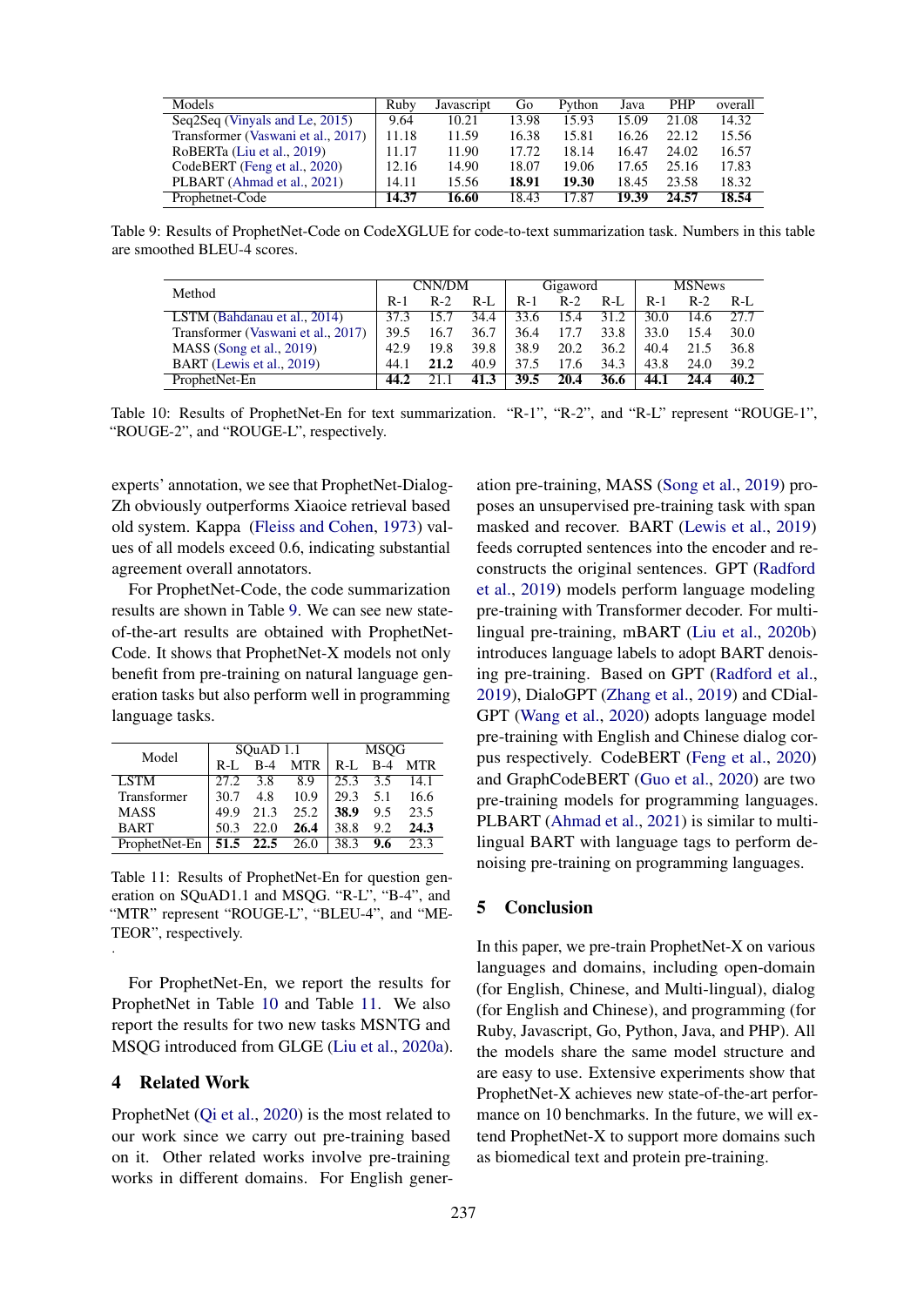| Models | Ruby | Javascript | Go | Python | Java | PHP | overall |
|---|---|---|---|---|---|---|---|
| Seq2Seq (Vinyals and Le, 2015) | 9.64 | 10.21 | 13.98 | 15.93 | 15.09 | 21.08 | 14.32 |
| Transformer (Vaswani et al., 2017) | 11.18 | 11.59 | 16.38 | 15.81 | 16.26 | 22.12 | 15.56 |
| RoBERTa (Liu et al., 2019) | 11.17 | 11.90 | 17.72 | 18.14 | 16.47 | 24.02 | 16.57 |
| CodeBERT (Feng et al., 2020) | 12.16 | 14.90 | 18.07 | 19.06 | 17.65 | 25.16 | 17.83 |
| PLBART (Ahmad et al., 2021) | 14.11 | 15.56 | **18.91** | **19.30** | 18.45 | 23.58 | 18.32 |
| Prophetnet-Code | **14.37** | **16.60** | 18.43 | 17.87 | **19.39** | **24.57** | **18.54** |

Table 9: Results of ProphetNet-Code on CodeXGLUE for code-to-text summarization task. Numbers in this table are smoothed BLEU-4 scores.

| Method | CNN/DM | | | Gigaword | | | MSNews | | |
|---|---|---|---|---|---|---|---|---|---|
| | R-1 | R-2 | R-L | R-1 | R-2 | R-L | R-1 | R-2 | R-L |
| LSTM (Bahdanau et al., 2014) | 37.3 | 15.7 | 34.4 | 33.6 | 15.4 | 31.2 | 30.0 | 14.6 | 27.7 |
| Transformer (Vaswani et al., 2017) | 39.5 | 16.7 | 36.7 | 36.4 | 17.7 | 33.8 | 33.0 | 15.4 | 30.0 |
| MASS (Song et al., 2019) | 42.9 | 19.8 | 39.8 | 38.9 | 20.2 | 36.2 | 40.4 | 21.5 | 36.8 |
| BART (Lewis et al., 2019) | 44.1 | **21.2** | 40.9 | 37.5 | 17.6 | 34.3 | 43.8 | 24.0 | 39.2 |
| ProphetNet-En | **44.2** | 21.1 | **41.3** | **39.5** | **20.4** | **36.6** | **44.1** | **24.4** | **40.2** |

Table 10: Results of ProphetNet-En for text summarization. "R-1", "R-2", and "R-L" represent "ROUGE-1", "ROUGE-2", and "ROUGE-L", respectively.

experts' annotation, we see that ProphetNet-Dialog-Zh obviously outperforms Xiaoice retrieval based old system. Kappa (Fleiss and Cohen, 1973) values of all models exceed 0.6, indicating substantial agreement overall annotators.

For ProphetNet-Code, the code summarization results are shown in Table 9. We can see new state-of-the-art results are obtained with ProphetNet-Code. It shows that ProphetNet-X models not only benefit from pre-training on natural language generation tasks but also perform well in programming language tasks.

| Model | SQuAD 1.1 | | | MSQG | | |
|---|---|---|---|---|---|---|
| | R-L | B-4 | MTR | R-L | B-4 | MTR |
| LSTM | 27.2 | 3.8 | 8.9 | 25.3 | 3.5 | 14.1 |
| Transformer | 30.7 | 4.8 | 10.9 | 29.3 | 5.1 | 16.6 |
| MASS | 49.9 | 21.3 | 25.2 | **38.9** | 9.5 | 23.5 |
| BART | 50.3 | 22.0 | **26.4** | 38.8 | 9.2 | **24.3** |
| ProphetNet-En | **51.5** | **22.5** | 26.0 | 38.3 | **9.6** | 23.3 |

Table 11: Results of ProphetNet-En for question generation on SQuAD1.1 and MSQG. "R-L", "B-4", and "MTR" represent "ROUGE-L", "BLEU-4", and "METEOR", respectively.

For ProphetNet-En, we report the results for ProphetNet in Table 10 and Table 11. We also report the results for two new tasks MSNTG and MSQG introduced from GLGE (Liu et al., 2020a).

## 4 Related Work

ProphetNet (Qi et al., 2020) is the most related to our work since we carry out pre-training based on it. Other related works involve pre-training works in different domains. For English generation pre-training, MASS (Song et al., 2019) proposes an unsupervised pre-training task with span masked and recover. BART (Lewis et al., 2019) feeds corrupted sentences into the encoder and reconstructs the original sentences. GPT (Radford et al., 2019) models perform language modeling pre-training with Transformer decoder. For multi-lingual pre-training, mBART (Liu et al., 2020b) introduces language labels to adopt BART denoising pre-training. Based on GPT (Radford et al., 2019), DialoGPT (Zhang et al., 2019) and CDial-GPT (Wang et al., 2020) adopts language model pre-training with English and Chinese dialog corpus respectively. CodeBERT (Feng et al., 2020) and GraphCodeBERT (Guo et al., 2020) are two pre-training models for programming languages. PLBART (Ahmad et al., 2021) is similar to multi-lingual BART with language tags to perform denoising pre-training on programming languages.

## 5 Conclusion

In this paper, we pre-train ProphetNet-X on various languages and domains, including open-domain (for English, Chinese, and Multi-lingual), dialog (for English and Chinese), and programming (for Ruby, Javascript, Go, Python, Java, and PHP). All the models share the same model structure and are easy to use. Extensive experiments show that ProphetNet-X achieves new state-of-the-art performance on 10 benchmarks. In the future, we will extend ProphetNet-X to support more domains such as biomedical text and protein pre-training.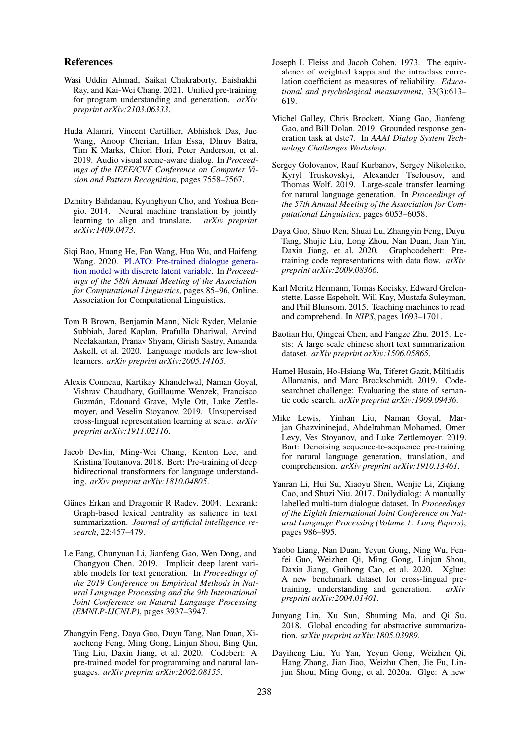## References

Wasi Uddin Ahmad, Saikat Chakraborty, Baishakhi Ray, and Kai-Wei Chang. 2021. Unified pre-training for program understanding and generation. *arXiv preprint arXiv:2103.06333*.

Huda Alamri, Vincent Cartillier, Abhishek Das, Jue Wang, Anoop Cherian, Irfan Essa, Dhruv Batra, Tim K Marks, Chiori Hori, Peter Anderson, et al. 2019. Audio visual scene-aware dialog. In *Proceedings of the IEEE/CVF Conference on Computer Vision and Pattern Recognition*, pages 7558–7567.

Dzmitry Bahdanau, Kyunghyun Cho, and Yoshua Bengio. 2014. Neural machine translation by jointly learning to align and translate. *arXiv preprint arXiv:1409.0473*.

Siqi Bao, Huang He, Fan Wang, Hua Wu, and Haifeng Wang. 2020. PLATO: Pre-trained dialogue generation model with discrete latent variable. In *Proceedings of the 58th Annual Meeting of the Association for Computational Linguistics*, pages 85–96, Online. Association for Computational Linguistics.

Tom B Brown, Benjamin Mann, Nick Ryder, Melanie Subbiah, Jared Kaplan, Prafulla Dhariwal, Arvind Neelakantan, Pranav Shyam, Girish Sastry, Amanda Askell, et al. 2020. Language models are few-shot learners. *arXiv preprint arXiv:2005.14165*.

Alexis Conneau, Kartikay Khandelwal, Naman Goyal, Vishrav Chaudhary, Guillaume Wenzek, Francisco Guzmán, Edouard Grave, Myle Ott, Luke Zettlemoyer, and Veselin Stoyanov. 2019. Unsupervised cross-lingual representation learning at scale. *arXiv preprint arXiv:1911.02116*.

Jacob Devlin, Ming-Wei Chang, Kenton Lee, and Kristina Toutanova. 2018. Bert: Pre-training of deep bidirectional transformers for language understanding. *arXiv preprint arXiv:1810.04805*.

Günes Erkan and Dragomir R Radev. 2004. Lexrank: Graph-based lexical centrality as salience in text summarization. *Journal of artificial intelligence research*, 22:457–479.

Le Fang, Chunyuan Li, Jianfeng Gao, Wen Dong, and Changyou Chen. 2019. Implicit deep latent variable models for text generation. In *Proceedings of the 2019 Conference on Empirical Methods in Natural Language Processing and the 9th International Joint Conference on Natural Language Processing (EMNLP-IJCNLP)*, pages 3937–3947.

Zhangyin Feng, Daya Guo, Duyu Tang, Nan Duan, Xiaocheng Feng, Ming Gong, Linjun Shou, Bing Qin, Ting Liu, Daxin Jiang, et al. 2020. Codebert: A pre-trained model for programming and natural languages. *arXiv preprint arXiv:2002.08155*.

Joseph L Fleiss and Jacob Cohen. 1973. The equivalence of weighted kappa and the intraclass correlation coefficient as measures of reliability. *Educational and psychological measurement*, 33(3):613–619.

Michel Galley, Chris Brockett, Xiang Gao, Jianfeng Gao, and Bill Dolan. 2019. Grounded response generation task at dstc7. In *AAAI Dialog System Technology Challenges Workshop*.

Sergey Golovanov, Rauf Kurbanov, Sergey Nikolenko, Kyryl Truskovskyi, Alexander Tselousov, and Thomas Wolf. 2019. Large-scale transfer learning for natural language generation. In *Proceedings of the 57th Annual Meeting of the Association for Computational Linguistics*, pages 6053–6058.

Daya Guo, Shuo Ren, Shuai Lu, Zhangyin Feng, Duyu Tang, Shujie Liu, Long Zhou, Nan Duan, Jian Yin, Daxin Jiang, et al. 2020. Graphcodebert: Pre-training code representations with data flow. *arXiv preprint arXiv:2009.08366*.

Karl Moritz Hermann, Tomas Kocisky, Edward Grefenstette, Lasse Espeholt, Will Kay, Mustafa Suleyman, and Phil Blunsom. 2015. Teaching machines to read and comprehend. In *NIPS*, pages 1693–1701.

Baotian Hu, Qingcai Chen, and Fangze Zhu. 2015. Lcsts: A large scale chinese short text summarization dataset. *arXiv preprint arXiv:1506.05865*.

Hamel Husain, Ho-Hsiang Wu, Tiferet Gazit, Miltiadis Allamanis, and Marc Brockschmidt. 2019. Codesearchnet challenge: Evaluating the state of semantic code search. *arXiv preprint arXiv:1909.09436*.

Mike Lewis, Yinhan Liu, Naman Goyal, Marjan Ghazvininejad, Abdelrahman Mohamed, Omer Levy, Ves Stoyanov, and Luke Zettlemoyer. 2019. Bart: Denoising sequence-to-sequence pre-training for natural language generation, translation, and comprehension. *arXiv preprint arXiv:1910.13461*.

Yanran Li, Hui Su, Xiaoyu Shen, Wenjie Li, Ziqiang Cao, and Shuzi Niu. 2017. Dailydialog: A manually labelled multi-turn dialogue dataset. In *Proceedings of the Eighth International Joint Conference on Natural Language Processing (Volume 1: Long Papers)*, pages 986–995.

Yaobo Liang, Nan Duan, Yeyun Gong, Ning Wu, Fenfei Guo, Weizhen Qi, Ming Gong, Linjun Shou, Daxin Jiang, Guihong Cao, et al. 2020. Xglue: A new benchmark dataset for cross-lingual pre-training, understanding and generation. *arXiv preprint arXiv:2004.01401*.

Junyang Lin, Xu Sun, Shuming Ma, and Qi Su. 2018. Global encoding for abstractive summarization. *arXiv preprint arXiv:1805.03989*.

Dayiheng Liu, Yu Yan, Yeyun Gong, Weizhen Qi, Hang Zhang, Jian Jiao, Weizhu Chen, Jie Fu, Linjun Shou, Ming Gong, et al. 2020a. Glge: A new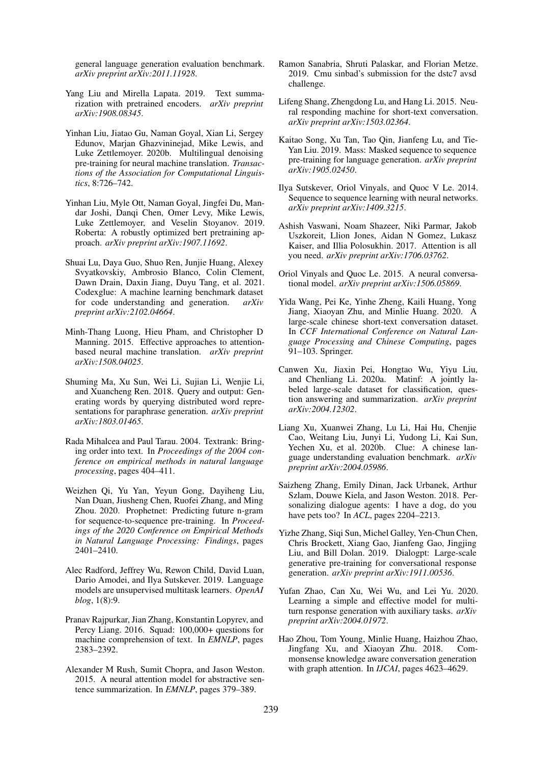general language generation evaluation benchmark. *arXiv preprint arXiv:2011.11928*.

Yang Liu and Mirella Lapata. 2019. Text summarization with pretrained encoders. *arXiv preprint arXiv:1908.08345*.

Yinhan Liu, Jiatao Gu, Naman Goyal, Xian Li, Sergey Edunov, Marjan Ghazvininejad, Mike Lewis, and Luke Zettlemoyer. 2020b. Multilingual denoising pre-training for neural machine translation. *Transactions of the Association for Computational Linguistics*, 8:726–742.

Yinhan Liu, Myle Ott, Naman Goyal, Jingfei Du, Mandar Joshi, Danqi Chen, Omer Levy, Mike Lewis, Luke Zettlemoyer, and Veselin Stoyanov. 2019. Roberta: A robustly optimized bert pretraining approach. *arXiv preprint arXiv:1907.11692*.

Shuai Lu, Daya Guo, Shuo Ren, Junjie Huang, Alexey Svyatkovskiy, Ambrosio Blanco, Colin Clement, Dawn Drain, Daxin Jiang, Duyu Tang, et al. 2021. Codexglue: A machine learning benchmark dataset for code understanding and generation. *arXiv preprint arXiv:2102.04664*.

Minh-Thang Luong, Hieu Pham, and Christopher D Manning. 2015. Effective approaches to attention-based neural machine translation. *arXiv preprint arXiv:1508.04025*.

Shuming Ma, Xu Sun, Wei Li, Sujian Li, Wenjie Li, and Xuancheng Ren. 2018. Query and output: Generating words by querying distributed word representations for paraphrase generation. *arXiv preprint arXiv:1803.01465*.

Rada Mihalcea and Paul Tarau. 2004. Textrank: Bringing order into text. In *Proceedings of the 2004 conference on empirical methods in natural language processing*, pages 404–411.

Weizhen Qi, Yu Yan, Yeyun Gong, Dayiheng Liu, Nan Duan, Jiusheng Chen, Ruofei Zhang, and Ming Zhou. 2020. Prophetnet: Predicting future n-gram for sequence-to-sequence pre-training. In *Proceedings of the 2020 Conference on Empirical Methods in Natural Language Processing: Findings*, pages 2401–2410.

Alec Radford, Jeffrey Wu, Rewon Child, David Luan, Dario Amodei, and Ilya Sutskever. 2019. Language models are unsupervised multitask learners. *OpenAI blog*, 1(8):9.

Pranav Rajpurkar, Jian Zhang, Konstantin Lopyrev, and Percy Liang. 2016. Squad: 100,000+ questions for machine comprehension of text. In *EMNLP*, pages 2383–2392.

Alexander M Rush, Sumit Chopra, and Jason Weston. 2015. A neural attention model for abstractive sentence summarization. In *EMNLP*, pages 379–389.

Ramon Sanabria, Shruti Palaskar, and Florian Metze. 2019. Cmu sinbad's submission for the dstc7 avsd challenge.

Lifeng Shang, Zhengdong Lu, and Hang Li. 2015. Neural responding machine for short-text conversation. *arXiv preprint arXiv:1503.02364*.

Kaitao Song, Xu Tan, Tao Qin, Jianfeng Lu, and Tie-Yan Liu. 2019. Mass: Masked sequence to sequence pre-training for language generation. *arXiv preprint arXiv:1905.02450*.

Ilya Sutskever, Oriol Vinyals, and Quoc V Le. 2014. Sequence to sequence learning with neural networks. *arXiv preprint arXiv:1409.3215*.

Ashish Vaswani, Noam Shazeer, Niki Parmar, Jakob Uszkoreit, Llion Jones, Aidan N Gomez, Lukasz Kaiser, and Illia Polosukhin. 2017. Attention is all you need. *arXiv preprint arXiv:1706.03762*.

Oriol Vinyals and Quoc Le. 2015. A neural conversational model. *arXiv preprint arXiv:1506.05869*.

Yida Wang, Pei Ke, Yinhe Zheng, Kaili Huang, Yong Jiang, Xiaoyan Zhu, and Minlie Huang. 2020. A large-scale chinese short-text conversation dataset. In *CCF International Conference on Natural Language Processing and Chinese Computing*, pages 91–103. Springer.

Canwen Xu, Jiaxin Pei, Hongtao Wu, Yiyu Liu, and Chenliang Li. 2020a. Matinf: A jointly labeled large-scale dataset for classification, question answering and summarization. *arXiv preprint arXiv:2004.12302*.

Liang Xu, Xuanwei Zhang, Lu Li, Hai Hu, Chenjie Cao, Weitang Liu, Junyi Li, Yudong Li, Kai Sun, Yechen Xu, et al. 2020b. Clue: A chinese language understanding evaluation benchmark. *arXiv preprint arXiv:2004.05986*.

Saizheng Zhang, Emily Dinan, Jack Urbanek, Arthur Szlam, Douwe Kiela, and Jason Weston. 2018. Personalizing dialogue agents: I have a dog, do you have pets too? In *ACL*, pages 2204–2213.

Yizhe Zhang, Siqi Sun, Michel Galley, Yen-Chun Chen, Chris Brockett, Xiang Gao, Jianfeng Gao, Jingjing Liu, and Bill Dolan. 2019. Dialogpt: Large-scale generative pre-training for conversational response generation. *arXiv preprint arXiv:1911.00536*.

Yufan Zhao, Can Xu, Wei Wu, and Lei Yu. 2020. Learning a simple and effective model for multi-turn response generation with auxiliary tasks. *arXiv preprint arXiv:2004.01972*.

Hao Zhou, Tom Young, Minlie Huang, Haizhou Zhao, Jingfang Xu, and Xiaoyan Zhu. 2018. Commonsense knowledge aware conversation generation with graph attention. In *IJCAI*, pages 4623–4629.